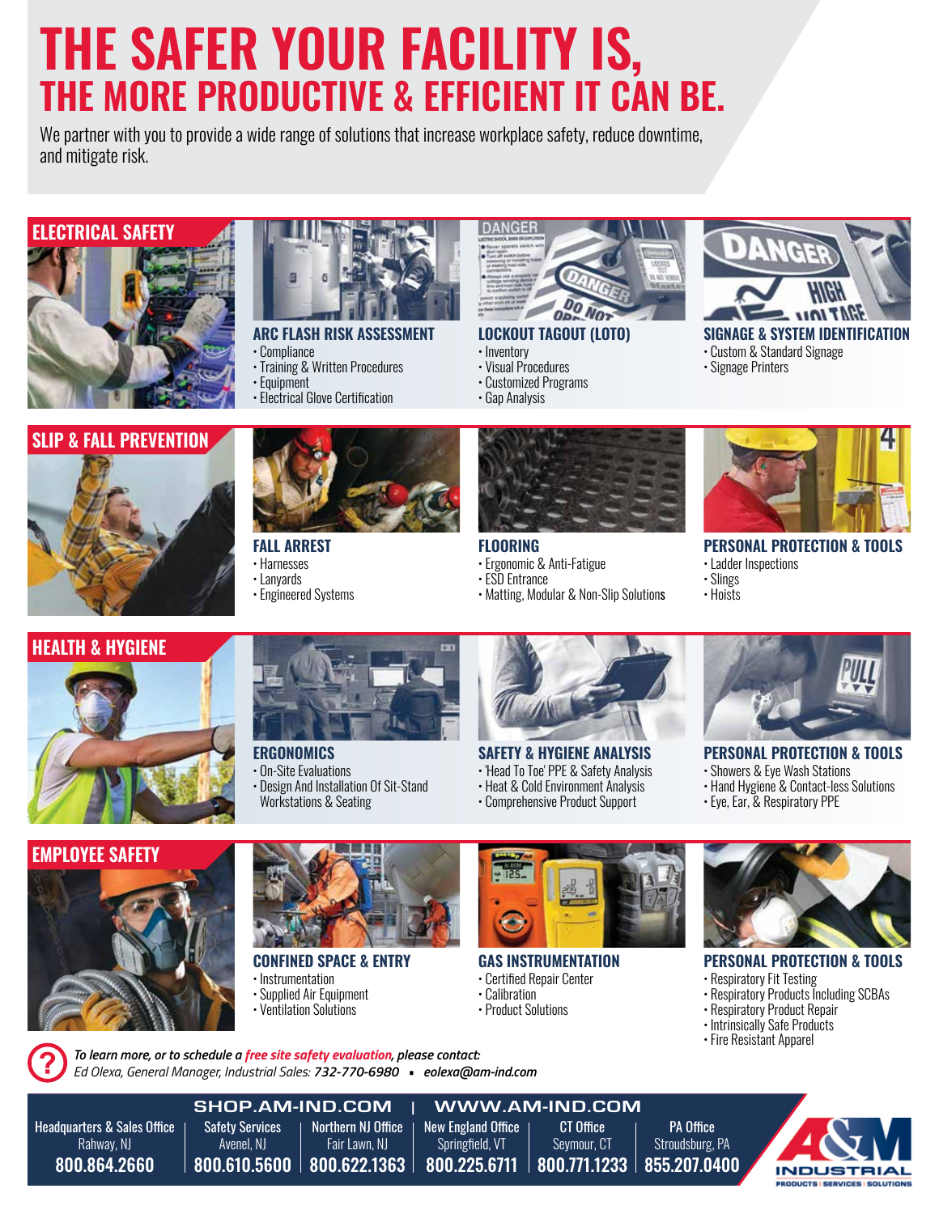# THE SAFER YOUR FACILITY IS, THE MORE PRODUCTIVE & EFFICIENT IT CAN BE.

We partner with you to provide a wide range of solutions that increase workplace safety, reduce downtime, and mitigate risk.

## ELECTRICAL SAFETY

### ARC FLASH RISK ASSESSMENT
- Compliance
- Training & Written Procedures
- Equipment
- Electrical Glove Certification

### LOCKOUT TAGOUT (LOTO)
- Inventory
- Visual Procedures
- Customized Programs
- Gap Analysis

### SIGNAGE & SYSTEM IDENTIFICATION
- Custom & Standard Signage
- Signage Printers

## SLIP & FALL PREVENTION

### FALL ARREST
- Harnesses
- Lanyards
- Engineered Systems

### FLOORING
- Ergonomic & Anti-Fatigue
- ESD Entrance
- Matting, Modular & Non-Slip Solutions

### PERSONAL PROTECTION & TOOLS
- Ladder Inspections
- Slings
- Hoists

## HEALTH & HYGIENE

### ERGONOMICS
- On-Site Evaluations
- Design And Installation Of Sit-Stand Workstations & Seating

### SAFETY & HYGIENE ANALYSIS
- 'Head To Toe' PPE & Safety Analysis
- Heat & Cold Environment Analysis
- Comprehensive Product Support

### PERSONAL PROTECTION & TOOLS
- Showers & Eye Wash Stations
- Hand Hygiene & Contact-less Solutions
- Eye, Ear, & Respiratory PPE

## EMPLOYEE SAFETY

### CONFINED SPACE & ENTRY
- Instrumentation
- Supplied Air Equipment
- Ventilation Solutions

### GAS INSTRUMENTATION
- Certified Repair Center
- Calibration
- Product Solutions

### PERSONAL PROTECTION & TOOLS
- Respiratory Fit Testing
- Respiratory Products Including SCBAs
- Respiratory Product Repair
- Intrinsically Safe Products
- Fire Resistant Apparel

*To learn more, or to schedule a free site safety evaluation, please contact:*
*Ed Olexa, General Manager, Industrial Sales: **732-770-6980** ▪ **eolexa@am-ind.com***

**SHOP.AM-IND.COM | WWW.AM-IND.COM**

| Headquarters & Sales Office | Safety Services | Northern NJ Office | New England Office | CT Office | PA Office |
|---|---|---|---|---|---|
| Rahway, NJ | Avenel, NJ | Fair Lawn, NJ | Springfield, VT | Seymour, CT | Stroudsburg, PA |
| 800.864.2660 | 800.610.5600 | 800.622.1363 | 800.225.6711 | 800.771.1233 | 855.207.0400 |

A&M INDUSTRIAL
PRODUCTS | SERVICES | SOLUTIONS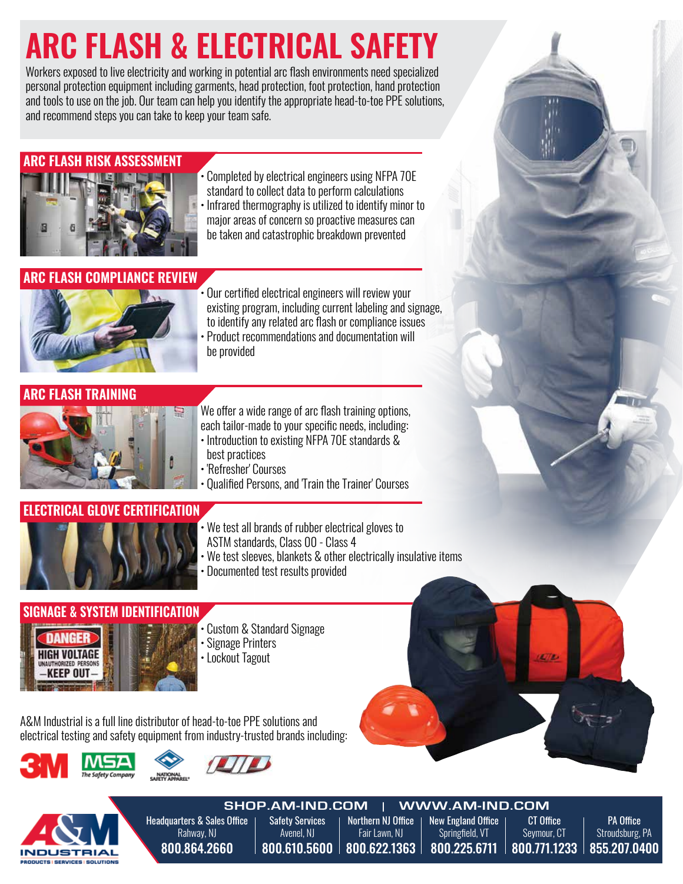# ARC FLASH & ELECTRICAL SAFETY

Workers exposed to live electricity and working in potential arc flash environments need specialized personal protection equipment including garments, head protection, foot protection, hand protection and tools to use on the job. Our team can help you identify the appropriate head-to-toe PPE solutions, and recommend steps you can take to keep your team safe.

## ARC FLASH RISK ASSESSMENT

- Completed by electrical engineers using NFPA 70E standard to collect data to perform calculations
- Infrared thermography is utilized to identify minor to major areas of concern so proactive measures can be taken and catastrophic breakdown prevented

## ARC FLASH COMPLIANCE REVIEW

- Our certified electrical engineers will review your existing program, including current labeling and signage, to identify any related arc flash or compliance issues
- Product recommendations and documentation will be provided

## ARC FLASH TRAINING

We offer a wide range of arc flash training options, each tailor-made to your specific needs, including:

- Introduction to existing NFPA 70E standards & best practices
- 'Refresher' Courses
- Qualified Persons, and 'Train the Trainer' Courses

## ELECTRICAL GLOVE CERTIFICATION

- We test all brands of rubber electrical gloves to ASTM standards, Class 00 - Class 4
- We test sleeves, blankets & other electrically insulative items
- Documented test results provided

## SIGNAGE & SYSTEM IDENTIFICATION

- Custom & Standard Signage
- Signage Printers
- Lockout Tagout

A&M Industrial is a full line distributor of head-to-toe PPE solutions and electrical testing and safety equipment from industry-trusted brands including:

3M | MSA The Safety Company | National Safety Apparel | PIP

**SHOP.AM-IND.COM | WWW.AM-IND.COM**

| Headquarters & Sales Office | Safety Services | Northern NJ Office | New England Office | CT Office | PA Office |
|---|---|---|---|---|---|
| Rahway, NJ | Avenel, NJ | Fair Lawn, NJ | Springfield, VT | Seymour, CT | Stroudsburg, PA |
| 800.864.2660 | 800.610.5600 | 800.622.1363 | 800.225.6711 | 800.771.1233 | 855.207.0400 |

A&M INDUSTRIAL
PRODUCTS | SERVICES | SOLUTIONS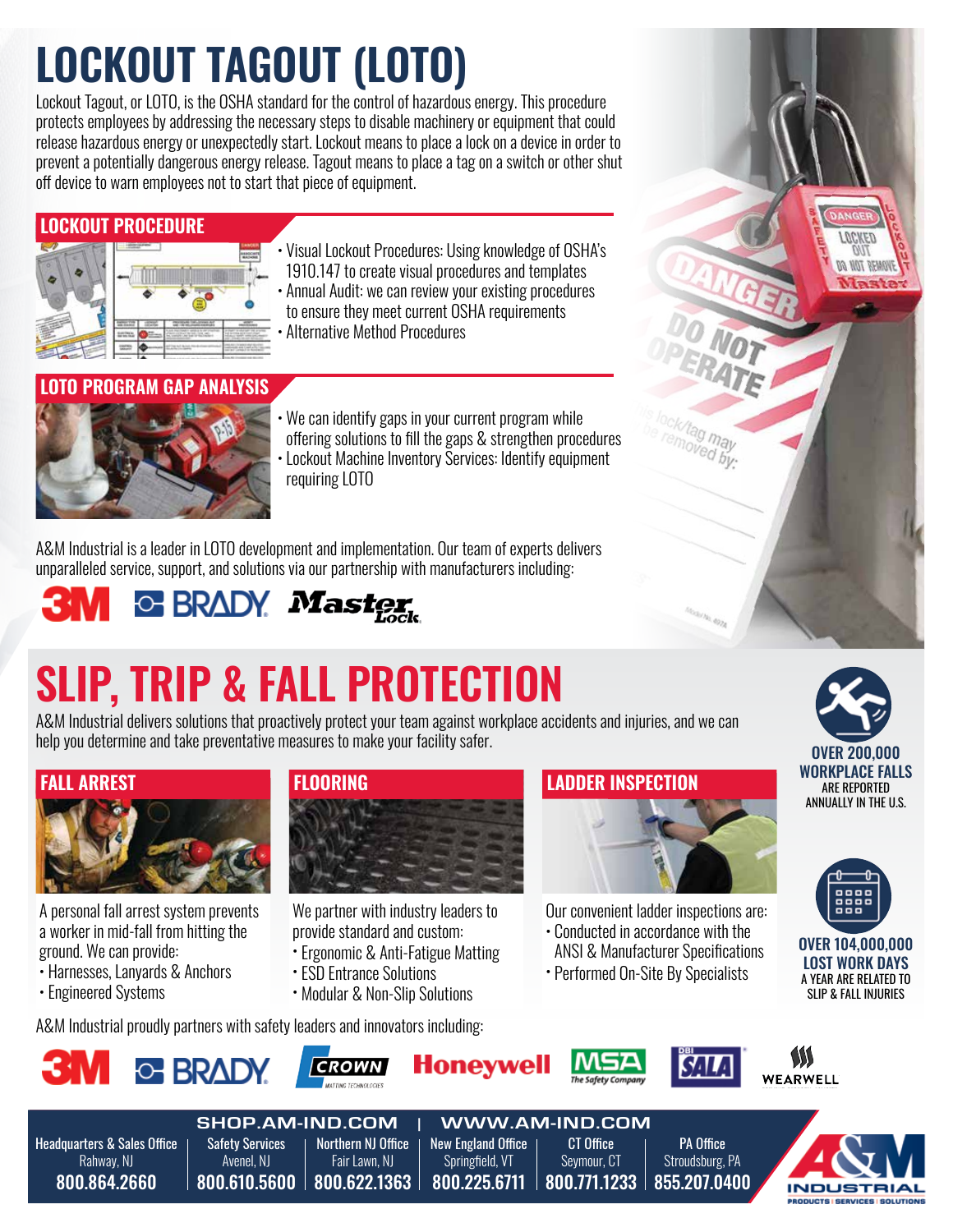# LOCKOUT TAGOUT (LOTO)

Lockout Tagout, or LOTO, is the OSHA standard for the control of hazardous energy. This procedure protects employees by addressing the necessary steps to disable machinery or equipment that could release hazardous energy or unexpectedly start. Lockout means to place a lock on a device in order to prevent a potentially dangerous energy release. Tagout means to place a tag on a switch or other shut off device to warn employees not to start that piece of equipment.

## LOCKOUT PROCEDURE

- Visual Lockout Procedures: Using knowledge of OSHA's 1910.147 to create visual procedures and templates
- Annual Audit: we can review your existing procedures to ensure they meet current OSHA requirements
- Alternative Method Procedures

## LOTO PROGRAM GAP ANALYSIS

- We can identify gaps in your current program while offering solutions to fill the gaps & strengthen procedures
- Lockout Machine Inventory Services: Identify equipment requiring LOTO

A&M Industrial is a leader in LOTO development and implementation. Our team of experts delivers unparalleled service, support, and solutions via our partnership with manufacturers including:

3M | BRADY | Master Lock

# SLIP, TRIP & FALL PROTECTION

A&M Industrial delivers solutions that proactively protect your team against workplace accidents and injuries, and we can help you determine and take preventative measures to make your facility safer.

**OVER 200,000 WORKPLACE FALLS** ARE REPORTED ANNUALLY IN THE U.S.

**OVER 104,000,000 LOST WORK DAYS** A YEAR ARE RELATED TO SLIP & FALL INJURIES

## FALL ARREST

A personal fall arrest system prevents a worker in mid-fall from hitting the ground. We can provide:

- Harnesses, Lanyards & Anchors
- Engineered Systems

## FLOORING

We partner with industry leaders to provide standard and custom:

- Ergonomic & Anti-Fatigue Matting
- ESD Entrance Solutions
- Modular & Non-Slip Solutions

## LADDER INSPECTION

Our convenient ladder inspections are:

- Conducted in accordance with the ANSI & Manufacturer Specifications
- Performed On-Site By Specialists

A&M Industrial proudly partners with safety leaders and innovators including:

3M | BRADY | CROWN Matting Technologies | Honeywell | MSA The Safety Company | DBI SALA | WEARWELL

**SHOP.AM-IND.COM | WWW.AM-IND.COM**

| Headquarters & Sales Office | Safety Services | Northern NJ Office | New England Office | CT Office | PA Office |
|---|---|---|---|---|---|
| Rahway, NJ | Avenel, NJ | Fair Lawn, NJ | Springfield, VT | Seymour, CT | Stroudsburg, PA |
| 800.864.2660 | 800.610.5600 | 800.622.1363 | 800.225.6711 | 800.771.1233 | 855.207.0400 |

A&M INDUSTRIAL — PRODUCTS | SERVICES | SOLUTIONS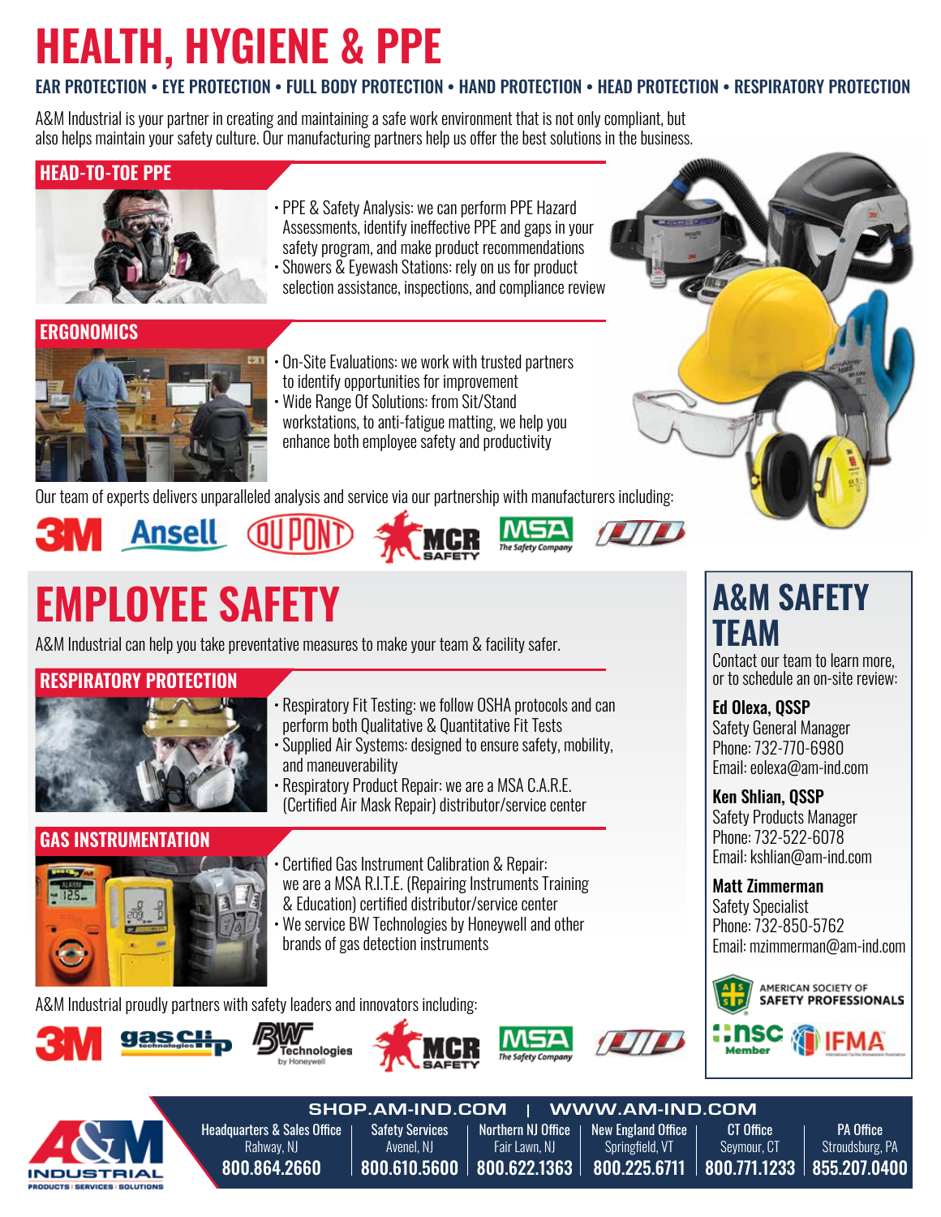# HEALTH, HYGIENE & PPE

**EAR PROTECTION • EYE PROTECTION • FULL BODY PROTECTION • HAND PROTECTION • HEAD PROTECTION • RESPIRATORY PROTECTION**

A&M Industrial is your partner in creating and maintaining a safe work environment that is not only compliant, but also helps maintain your safety culture. Our manufacturing partners help us offer the best solutions in the business.

## HEAD-TO-TOE PPE

- PPE & Safety Analysis: we can perform PPE Hazard Assessments, identify ineffective PPE and gaps in your safety program, and make product recommendations
- Showers & Eyewash Stations: rely on us for product selection assistance, inspections, and compliance review

## ERGONOMICS

- On-Site Evaluations: we work with trusted partners to identify opportunities for improvement
- Wide Range Of Solutions: from Sit/Stand workstations, to anti-fatigue matting, we help you enhance both employee safety and productivity

Our team of experts delivers unparalleled analysis and service via our partnership with manufacturers including:

3M | Ansell | DuPont | MCR Safety | MSA The Safety Company | PIP

# EMPLOYEE SAFETY

A&M Industrial can help you take preventative measures to make your team & facility safer.

## RESPIRATORY PROTECTION

- Respiratory Fit Testing: we follow OSHA protocols and can perform both Qualitative & Quantitative Fit Tests
- Supplied Air Systems: designed to ensure safety, mobility, and maneuverability
- Respiratory Product Repair: we are a MSA C.A.R.E. (Certified Air Mask Repair) distributor/service center

## GAS INSTRUMENTATION

- Certified Gas Instrument Calibration & Repair: we are a MSA R.I.T.E. (Repairing Instruments Training & Education) certified distributor/service center
- We service BW Technologies by Honeywell and other brands of gas detection instruments

A&M Industrial proudly partners with safety leaders and innovators including:

3M | gasclip technologies | BW Technologies by Honeywell | MCR Safety | MSA The Safety Company | PIP

## A&M SAFETY TEAM

Contact our team to learn more, or to schedule an on-site review:

**Ed Olexa, QSSP**
Safety General Manager
Phone: 732-770-6980
Email: eolexa@am-ind.com

**Ken Shlian, QSSP**
Safety Products Manager
Phone: 732-522-6078
Email: kshlian@am-ind.com

**Matt Zimmerman**
Safety Specialist
Phone: 732-850-5762
Email: mzimmerman@am-ind.com

American Society of Safety Professionals | NSC Member | IFMA

---

**A&M INDUSTRIAL** — PRODUCTS | SERVICES | SOLUTIONS

SHOP.AM-IND.COM | WWW.AM-IND.COM

| Headquarters & Sales Office | Safety Services | Northern NJ Office | New England Office | CT Office | PA Office |
|---|---|---|---|---|---|
| Rahway, NJ | Avenel, NJ | Fair Lawn, NJ | Springfield, VT | Seymour, CT | Stroudsburg, PA |
| 800.864.2660 | 800.610.5600 | 800.622.1363 | 800.225.6711 | 800.771.1233 | 855.207.0400 |